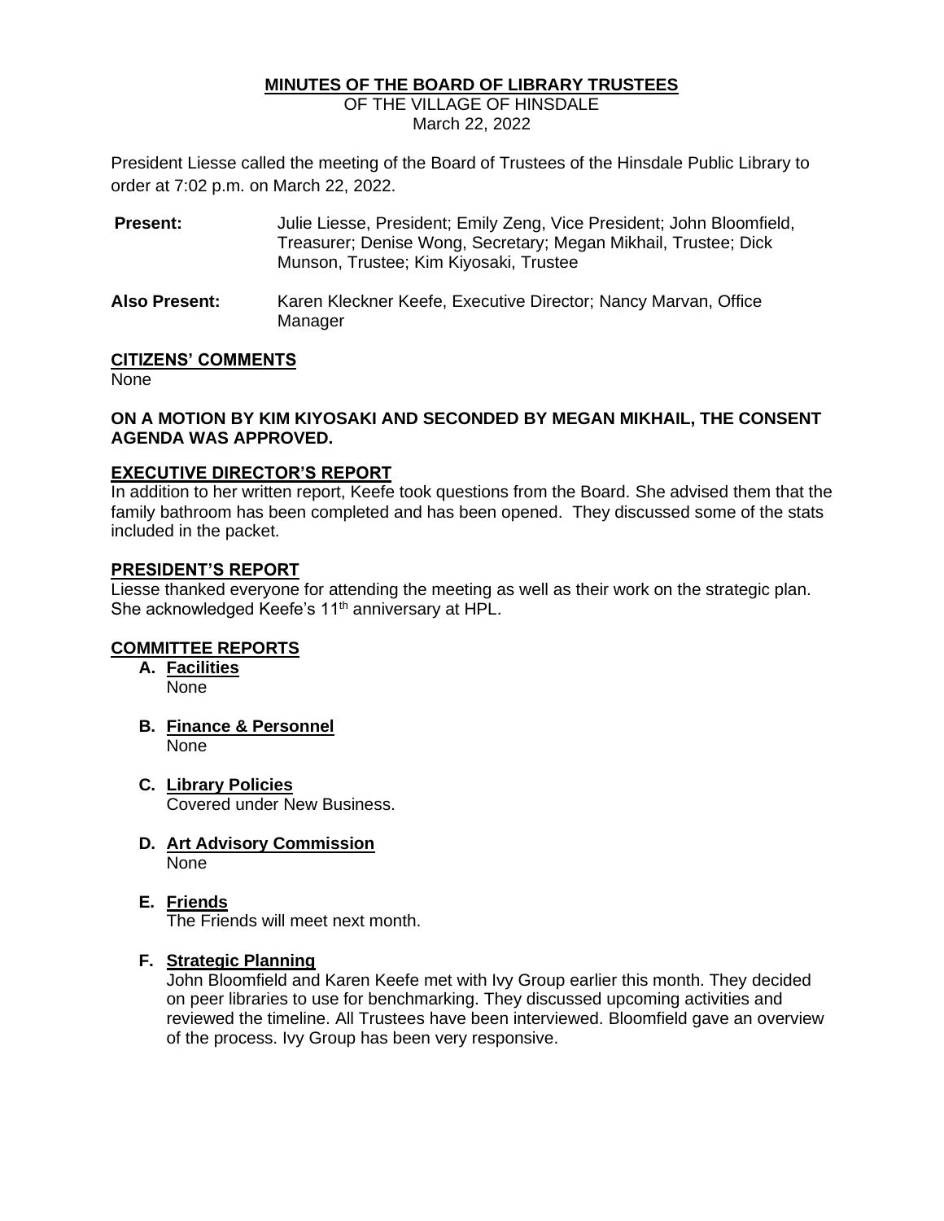# MINUTES OF THE BOARD OF LIBRARY TRUSTEES

OF THE VILLAGE OF HINSDALE
March 22, 2022

President Liesse called the meeting of the Board of Trustees of the Hinsdale Public Library to order at 7:02 p.m. on March 22, 2022.

**Present:** Julie Liesse, President; Emily Zeng, Vice President; John Bloomfield, Treasurer; Denise Wong, Secretary; Megan Mikhail, Trustee; Dick Munson, Trustee; Kim Kiyosaki, Trustee

**Also Present:** Karen Kleckner Keefe, Executive Director; Nancy Marvan, Office Manager

## CITIZENS' COMMENTS

None

**ON A MOTION BY KIM KIYOSAKI AND SECONDED BY MEGAN MIKHAIL, THE CONSENT AGENDA WAS APPROVED.**

## EXECUTIVE DIRECTOR'S REPORT

In addition to her written report, Keefe took questions from the Board. She advised them that the family bathroom has been completed and has been opened. They discussed some of the stats included in the packet.

## PRESIDENT'S REPORT

Liesse thanked everyone for attending the meeting as well as their work on the strategic plan. She acknowledged Keefe's 11th anniversary at HPL.

## COMMITTEE REPORTS

**A. Facilities**
None

**B. Finance & Personnel**
None

**C. Library Policies**
Covered under New Business.

**D. Art Advisory Commission**
None

**E. Friends**
The Friends will meet next month.

**F. Strategic Planning**
John Bloomfield and Karen Keefe met with Ivy Group earlier this month. They decided on peer libraries to use for benchmarking. They discussed upcoming activities and reviewed the timeline. All Trustees have been interviewed. Bloomfield gave an overview of the process. Ivy Group has been very responsive.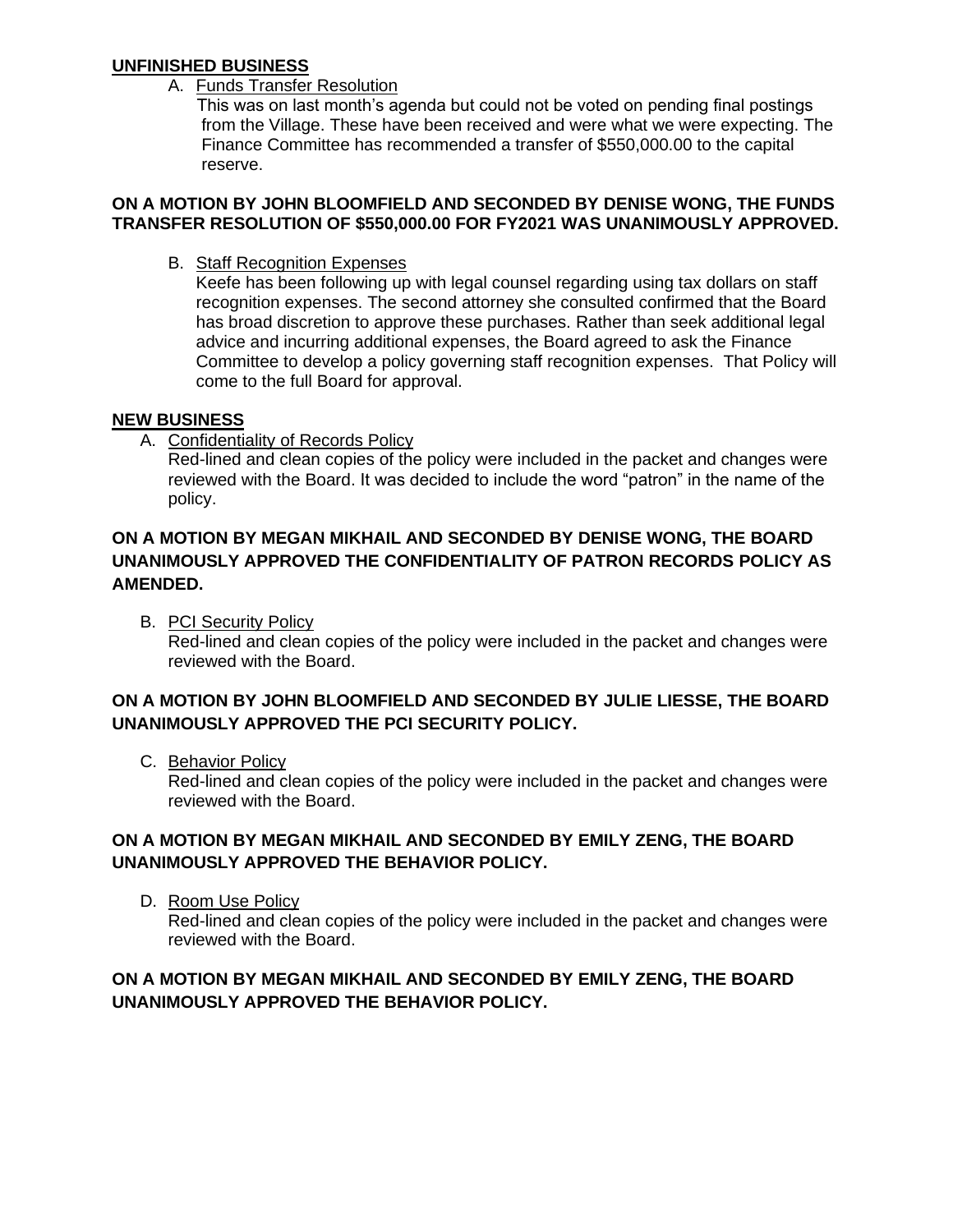## UNFINISHED BUSINESS

A. Funds Transfer Resolution

This was on last month's agenda but could not be voted on pending final postings from the Village. These have been received and were what we were expecting. The Finance Committee has recommended a transfer of $550,000.00 to the capital reserve.

**ON A MOTION BY JOHN BLOOMFIELD AND SECONDED BY DENISE WONG, THE FUNDS TRANSFER RESOLUTION OF $550,000.00 FOR FY2021 WAS UNANIMOUSLY APPROVED.**

B. Staff Recognition Expenses

Keefe has been following up with legal counsel regarding using tax dollars on staff recognition expenses. The second attorney she consulted confirmed that the Board has broad discretion to approve these purchases. Rather than seek additional legal advice and incurring additional expenses, the Board agreed to ask the Finance Committee to develop a policy governing staff recognition expenses. That Policy will come to the full Board for approval.

## NEW BUSINESS

A. Confidentiality of Records Policy

Red-lined and clean copies of the policy were included in the packet and changes were reviewed with the Board. It was decided to include the word "patron" in the name of the policy.

**ON A MOTION BY MEGAN MIKHAIL AND SECONDED BY DENISE WONG, THE BOARD UNANIMOUSLY APPROVED THE CONFIDENTIALITY OF PATRON RECORDS POLICY AS AMENDED.**

B. PCI Security Policy

Red-lined and clean copies of the policy were included in the packet and changes were reviewed with the Board.

**ON A MOTION BY JOHN BLOOMFIELD AND SECONDED BY JULIE LIESSE, THE BOARD UNANIMOUSLY APPROVED THE PCI SECURITY POLICY.**

C. Behavior Policy

Red-lined and clean copies of the policy were included in the packet and changes were reviewed with the Board.

**ON A MOTION BY MEGAN MIKHAIL AND SECONDED BY EMILY ZENG, THE BOARD UNANIMOUSLY APPROVED THE BEHAVIOR POLICY.**

D. Room Use Policy

Red-lined and clean copies of the policy were included in the packet and changes were reviewed with the Board.

**ON A MOTION BY MEGAN MIKHAIL AND SECONDED BY EMILY ZENG, THE BOARD UNANIMOUSLY APPROVED THE BEHAVIOR POLICY.**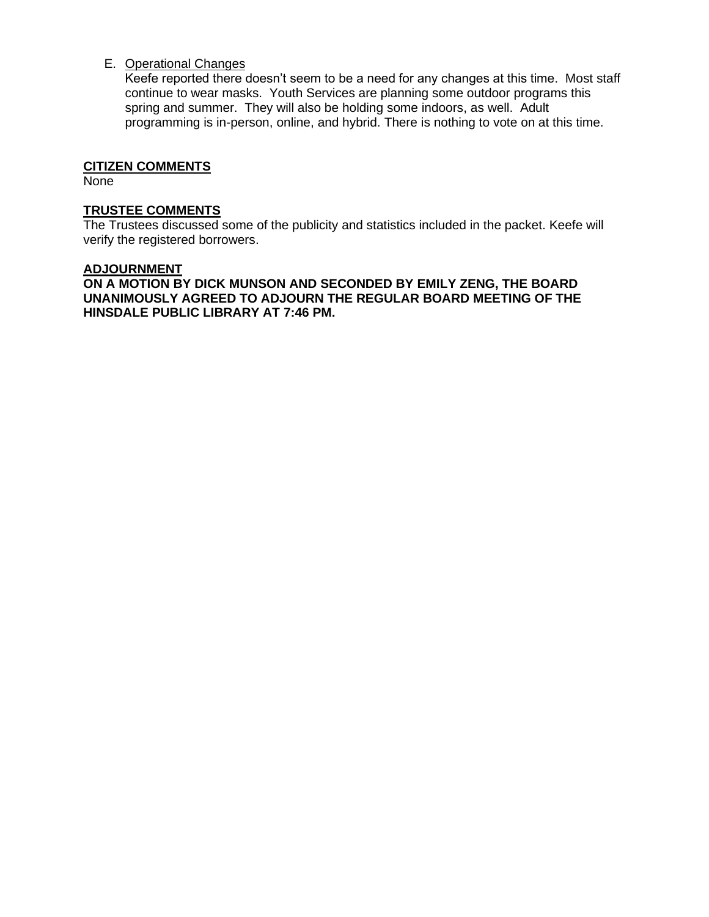E. <u>Operational Changes</u>

Keefe reported there doesn't seem to be a need for any changes at this time. Most staff continue to wear masks. Youth Services are planning some outdoor programs this spring and summer. They will also be holding some indoors, as well. Adult programming is in-person, online, and hybrid. There is nothing to vote on at this time.

**<u>CITIZEN COMMENTS</u>**

None

**<u>TRUSTEE COMMENTS</u>**

The Trustees discussed some of the publicity and statistics included in the packet. Keefe will verify the registered borrowers.

**<u>ADJOURNMENT</u>**

**ON A MOTION BY DICK MUNSON AND SECONDED BY EMILY ZENG, THE BOARD UNANIMOUSLY AGREED TO ADJOURN THE REGULAR BOARD MEETING OF THE HINSDALE PUBLIC LIBRARY AT 7:46 PM.**